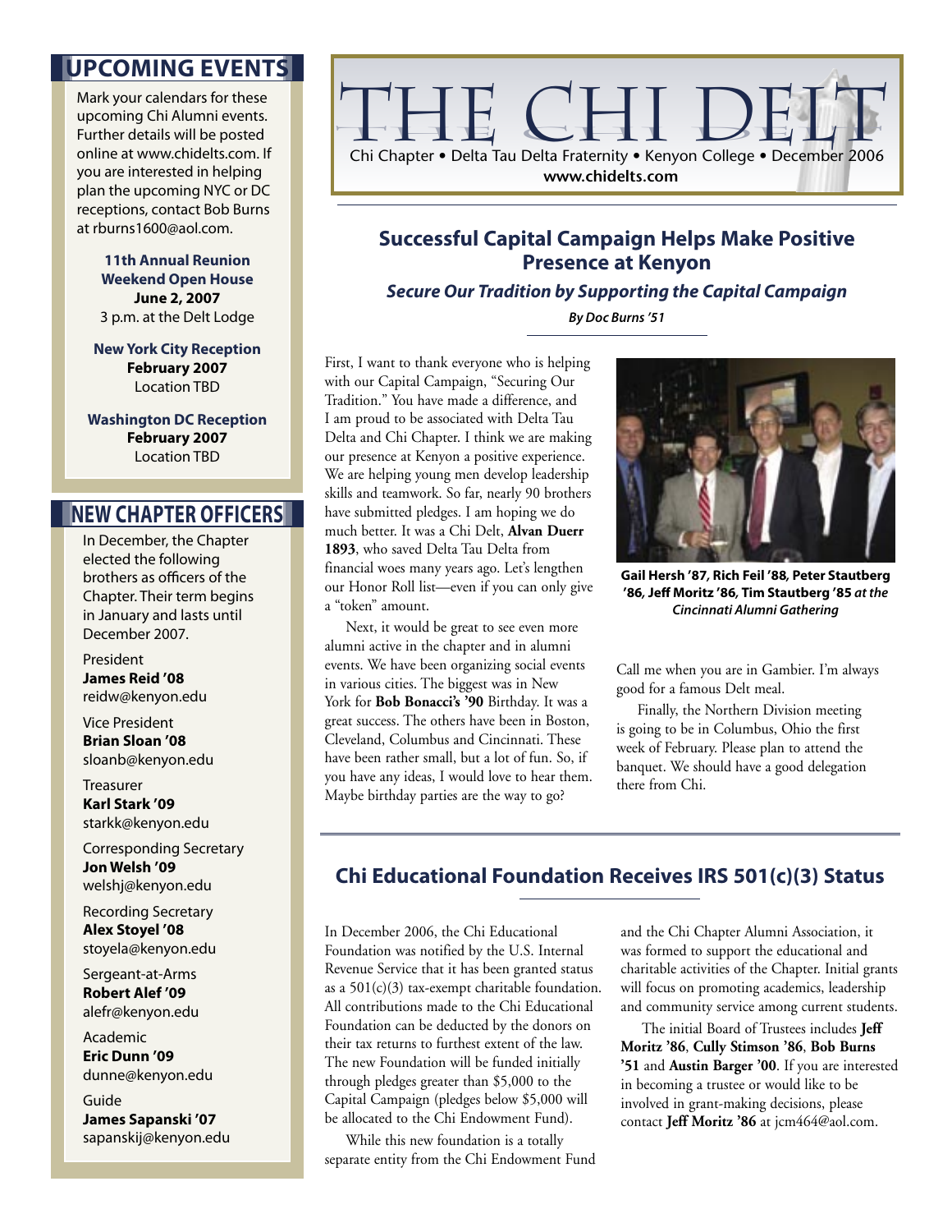# THE CHI DELT

Chi Chapter • Delta Tau Delta Fraternity • Kenyon College • December 2006

www.chidelts.com

## UPCOMING EVENTS

Mark your calendars for these upcoming Chi Alumni events. Further details will be posted online at www.chidelts.com. If you are interested in helping plan the upcoming NYC or DC receptions, contact Bob Burns at rburns1600@aol.com.

**11th Annual Reunion Weekend Open House**
**June 2, 2007**
3 p.m. at the Delt Lodge

**New York City Reception**
**February 2007**
Location TBD

**Washington DC Reception**
**February 2007**
Location TBD

## NEW CHAPTER OFFICERS

In December, the Chapter elected the following brothers as officers of the Chapter. Their term begins in January and lasts until December 2007.

President
**James Reid '08**
reidw@kenyon.edu

Vice President
**Brian Sloan '08**
sloanb@kenyon.edu

Treasurer
**Karl Stark '09**
starkk@kenyon.edu

Corresponding Secretary
**Jon Welsh '09**
welshj@kenyon.edu

Recording Secretary
**Alex Stoyel '08**
stoyela@kenyon.edu

Sergeant-at-Arms
**Robert Alef '09**
alefr@kenyon.edu

Academic
**Eric Dunn '09**
dunne@kenyon.edu

Guide
**James Sapanski '07**
sapanskij@kenyon.edu

## Successful Capital Campaign Helps Make Positive Presence at Kenyon

### *Secure Our Tradition by Supporting the Capital Campaign*

***By Doc Burns '51***

First, I want to thank everyone who is helping with our Capital Campaign, "Securing Our Tradition." You have made a difference, and I am proud to be associated with Delta Tau Delta and Chi Chapter. I think we are making our presence at Kenyon a positive experience. We are helping young men develop leadership skills and teamwork. So far, nearly 90 brothers have submitted pledges. I am hoping we do much better. It was a Chi Delt, **Alvan Duerr 1893**, who saved Delta Tau Delta from financial woes many years ago. Let's lengthen our Honor Roll list—even if you can only give a "token" amount.

Next, it would be great to see even more alumni active in the chapter and in alumni events. We have been organizing social events in various cities. The biggest was in New York for **Bob Bonacci's '90** Birthday. It was a great success. The others have been in Boston, Cleveland, Columbus and Cincinnati. These have been rather small, but a lot of fun. So, if you have any ideas, I would love to hear them. Maybe birthday parties are the way to go?

**Gail Hersh '87, Rich Feil '88, Peter Stautberg '86, Jeff Moritz '86, Tim Stautberg '85** ***at the Cincinnati Alumni Gathering***

Call me when you are in Gambier. I'm always good for a famous Delt meal.

Finally, the Northern Division meeting is going to be in Columbus, Ohio the first week of February. Please plan to attend the banquet. We should have a good delegation there from Chi.

## Chi Educational Foundation Receives IRS 501(c)(3) Status

In December 2006, the Chi Educational Foundation was notified by the U.S. Internal Revenue Service that it has been granted status as a 501(c)(3) tax-exempt charitable foundation. All contributions made to the Chi Educational Foundation can be deducted by the donors on their tax returns to furthest extent of the law. The new Foundation will be funded initially through pledges greater than $5,000 to the Capital Campaign (pledges below $5,000 will be allocated to the Chi Endowment Fund).

While this new foundation is a totally separate entity from the Chi Endowment Fund and the Chi Chapter Alumni Association, it was formed to support the educational and charitable activities of the Chapter. Initial grants will focus on promoting academics, leadership and community service among current students.

The initial Board of Trustees includes **Jeff Moritz '86**, **Cully Stimson '86**, **Bob Burns '51** and **Austin Barger '00**. If you are interested in becoming a trustee or would like to be involved in grant-making decisions, please contact **Jeff Moritz '86** at jcm464@aol.com.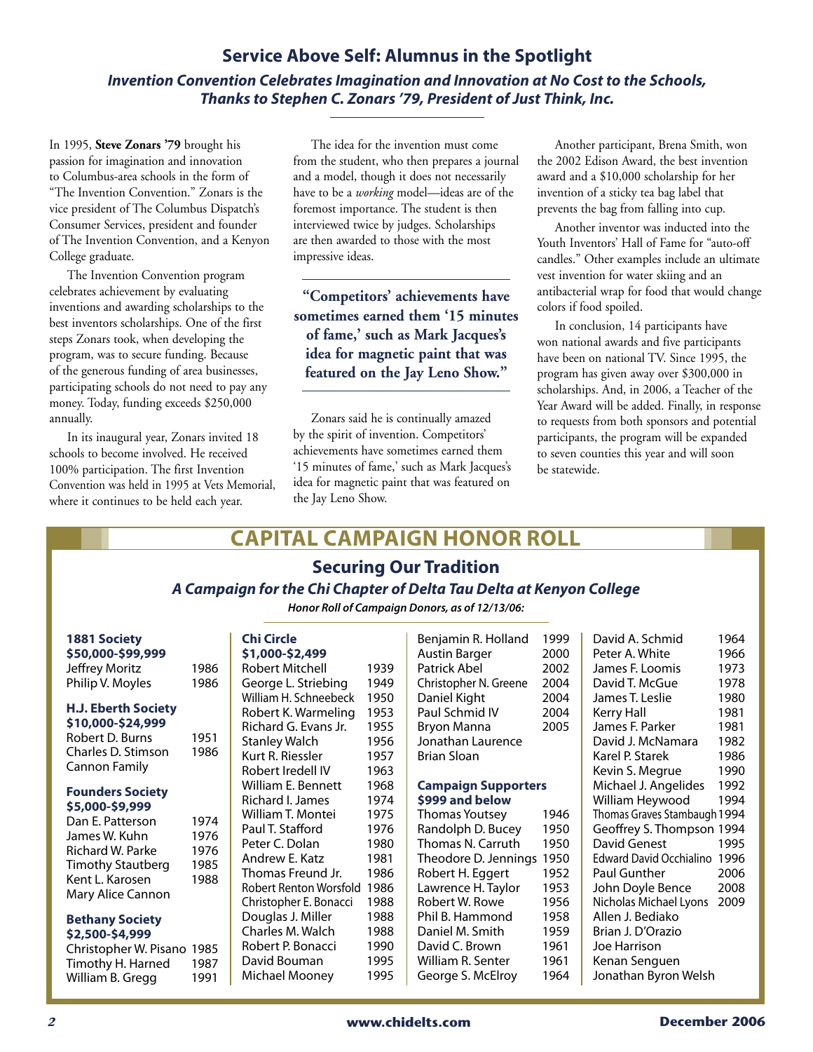## Service Above Self: Alumnus in the Spotlight

### *Invention Convention Celebrates Imagination and Innovation at No Cost to the Schools, Thanks to Stephen C. Zonars '79, President of Just Think, Inc.*

In 1995, **Steve Zonars '79** brought his passion for imagination and innovation to Columbus-area schools in the form of "The Invention Convention." Zonars is the vice president of The Columbus Dispatch's Consumer Services, president and founder of The Invention Convention, and a Kenyon College graduate.

The Invention Convention program celebrates achievement by evaluating inventions and awarding scholarships to the best inventors scholarships. One of the first steps Zonars took, when developing the program, was to secure funding. Because of the generous funding of area businesses, participating schools do not need to pay any money. Today, funding exceeds $250,000 annually.

In its inaugural year, Zonars invited 18 schools to become involved. He received 100% participation. The first Invention Convention was held in 1995 at Vets Memorial, where it continues to be held each year.

The idea for the invention must come from the student, who then prepares a journal and a model, though it does not necessarily have to be a *working* model—ideas are of the foremost importance. The student is then interviewed twice by judges. Scholarships are then awarded to those with the most impressive ideas.

> **"Competitors' achievements have sometimes earned them '15 minutes of fame,' such as Mark Jacques's idea for magnetic paint that was featured on the Jay Leno Show."**

Zonars said he is continually amazed by the spirit of invention. Competitors' achievements have sometimes earned them '15 minutes of fame,' such as Mark Jacques's idea for magnetic paint that was featured on the Jay Leno Show.

Another participant, Brena Smith, won the 2002 Edison Award, the best invention award and a $10,000 scholarship for her invention of a sticky tea bag label that prevents the bag from falling into cup.

Another inventor was inducted into the Youth Inventors' Hall of Fame for "auto-off candles." Other examples include an ultimate vest invention for water skiing and an antibacterial wrap for food that would change colors if food spoiled.

In conclusion, 14 participants have won national awards and five participants have been on national TV. Since 1995, the program has given away over $300,000 in scholarships. And, in 2006, a Teacher of the Year Award will be added. Finally, in response to requests from both sponsors and potential participants, the program will be expanded to seven counties this year and will soon be statewide.

# CAPITAL CAMPAIGN HONOR ROLL

## Securing Our Tradition

### *A Campaign for the Chi Chapter of Delta Tau Delta at Kenyon College*

***Honor Roll of Campaign Donors, as of 12/13/06:***

**1881 Society**
**$50,000-$99,999**

| Name | Year |
|---|---|
| Jeffrey Moritz | 1986 |
| Philip V. Moyles | 1986 |

**H.J. Eberth Society**
**$10,000-$24,999**

| Name | Year |
|---|---|
| Robert D. Burns | 1951 |
| Charles D. Stimson | 1986 |
| Cannon Family | |

**Founders Society**
**$5,000-$9,999**

| Name | Year |
|---|---|
| Dan E. Patterson | 1974 |
| James W. Kuhn | 1976 |
| Richard W. Parke | 1976 |
| Timothy Stautberg | 1985 |
| Kent L. Karosen | 1988 |
| Mary Alice Cannon | |

**Bethany Society**
**$2,500-$4,999**

| Name | Year |
|---|---|
| Christopher W. Pisano | 1985 |
| Timothy H. Harned | 1987 |
| William B. Gregg | 1991 |

**Chi Circle**
**$1,000-$2,499**

| Name | Year |
|---|---|
| Robert Mitchell | 1939 |
| George L. Striebing | 1949 |
| William H. Schneebeck | 1950 |
| Robert K. Warmeling | 1953 |
| Richard G. Evans Jr. | 1955 |
| Stanley Walch | 1956 |
| Kurt R. Riessler | 1957 |
| Robert Iredell IV | 1963 |
| William E. Bennett | 1968 |
| Richard I. James | 1974 |
| William T. Montei | 1975 |
| Paul T. Stafford | 1976 |
| Peter C. Dolan | 1980 |
| Andrew E. Katz | 1981 |
| Thomas Freund Jr. | 1986 |
| Robert Renton Worsfold | 1986 |
| Christopher E. Bonacci | 1988 |
| Douglas J. Miller | 1988 |
| Charles M. Walch | 1988 |
| Robert P. Bonacci | 1990 |
| David Bouman | 1995 |
| Michael Mooney | 1995 |
| Benjamin R. Holland | 1999 |
| Austin Barger | 2000 |
| Patrick Abel | 2002 |
| Christopher N. Greene | 2004 |
| Daniel Kight | 2004 |
| Paul Schmid IV | 2004 |
| Bryon Manna | 2005 |
| Jonathan Laurence | |
| Brian Sloan | |

**Campaign Supporters**
**$999 and below**

| Name | Year |
|---|---|
| Thomas Youtsey | 1946 |
| Randolph D. Bucey | 1950 |
| Thomas N. Carruth | 1950 |
| Theodore D. Jennings | 1950 |
| Robert H. Eggert | 1952 |
| Lawrence H. Taylor | 1953 |
| Robert W. Rowe | 1956 |
| Phil B. Hammond | 1958 |
| Daniel M. Smith | 1959 |
| David C. Brown | 1961 |
| William R. Senter | 1961 |
| George S. McElroy | 1964 |
| David A. Schmid | 1964 |
| Peter A. White | 1966 |
| James F. Loomis | 1973 |
| David T. McGue | 1978 |
| James T. Leslie | 1980 |
| Kerry Hall | 1981 |
| James F. Parker | 1981 |
| David J. McNamara | 1982 |
| Karel P. Starek | 1986 |
| Kevin S. Megrue | 1990 |
| Michael J. Angelides | 1992 |
| William Heywood | 1994 |
| Thomas Graves Stambaugh | 1994 |
| Geoffrey S. Thompson | 1994 |
| David Genest | 1995 |
| Edward David Occhialino | 1996 |
| Paul Gunther | 2006 |
| John Doyle Bence | 2008 |
| Nicholas Michael Lyons | 2009 |
| Allen J. Bediako | |
| Brian J. D'Orazio | |
| Joe Harrison | |
| Kenan Senguen | |
| Jonathan Byron Welsh | |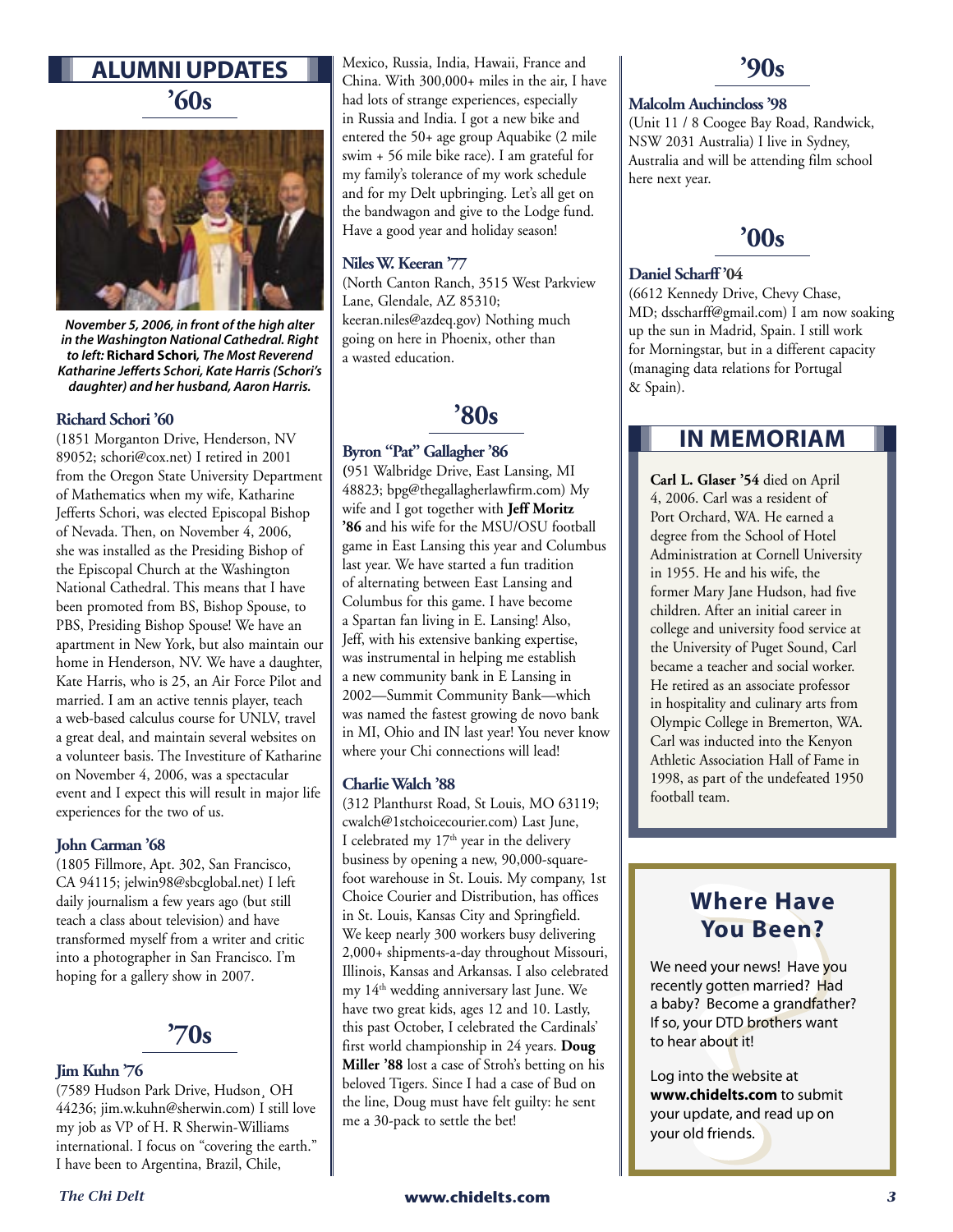# ALUMNI UPDATES

## '60s

***November 5, 2006, in front of the high alter in the Washington National Cathedral. Right to left:* Richard Schori*, The Most Reverend Katharine Jefferts Schori, Kate Harris (Schori's daughter) and her husband, Aaron Harris.***

**Richard Schori '60**
(1851 Morganton Drive, Henderson, NV 89052; schori@cox.net) I retired in 2001 from the Oregon State University Department of Mathematics when my wife, Katharine Jefferts Schori, was elected Episcopal Bishop of Nevada. Then, on November 4, 2006, she was installed as the Presiding Bishop of the Episcopal Church at the Washington National Cathedral. This means that I have been promoted from BS, Bishop Spouse, to PBS, Presiding Bishop Spouse! We have an apartment in New York, but also maintain our home in Henderson, NV. We have a daughter, Kate Harris, who is 25, an Air Force Pilot and married. I am an active tennis player, teach a web-based calculus course for UNLV, travel a great deal, and maintain several websites on a volunteer basis. The Investiture of Katharine on November 4, 2006, was a spectacular event and I expect this will result in major life experiences for the two of us.

**John Carman '68**
(1805 Fillmore, Apt. 302, San Francisco, CA 94115; jelwin98@sbcglobal.net) I left daily journalism a few years ago (but still teach a class about television) and have transformed myself from a writer and critic into a photographer in San Francisco. I'm hoping for a gallery show in 2007.

## '70s

**Jim Kuhn '76**
(7589 Hudson Park Drive, Hudson¸ OH 44236; jim.w.kuhn@sherwin.com) I still love my job as VP of H. R Sherwin-Williams international. I focus on "covering the earth." I have been to Argentina, Brazil, Chile, Mexico, Russia, India, Hawaii, France and China. With 300,000+ miles in the air, I have had lots of strange experiences, especially in Russia and India. I got a new bike and entered the 50+ age group Aquabike (2 mile swim + 56 mile bike race). I am grateful for my family's tolerance of my work schedule and for my Delt upbringing. Let's all get on the bandwagon and give to the Lodge fund. Have a good year and holiday season!

**Niles W. Keeran '77**
(North Canton Ranch, 3515 West Parkview Lane, Glendale, AZ 85310; keeran.niles@azdeq.gov) Nothing much going on here in Phoenix, other than a wasted education.

## '80s

**Byron "Pat" Gallagher '86**
(951 Walbridge Drive, East Lansing, MI 48823; bpg@thegallagherlawfirm.com) My wife and I got together with **Jeff Moritz '86** and his wife for the MSU/OSU football game in East Lansing this year and Columbus last year. We have started a fun tradition of alternating between East Lansing and Columbus for this game. I have become a Spartan fan living in E. Lansing! Also, Jeff, with his extensive banking expertise, was instrumental in helping me establish a new community bank in E Lansing in 2002—Summit Community Bank—which was named the fastest growing de novo bank in MI, Ohio and IN last year! You never know where your Chi connections will lead!

**Charlie Walch '88**
(312 Planthurst Road, St Louis, MO 63119; cwalch@1stchoicecourier.com) Last June, I celebrated my 17th year in the delivery business by opening a new, 90,000-square-foot warehouse in St. Louis. My company, 1st Choice Courier and Distribution, has offices in St. Louis, Kansas City and Springfield. We keep nearly 300 workers busy delivering 2,000+ shipments-a-day throughout Missouri, Illinois, Kansas and Arkansas. I also celebrated my 14th wedding anniversary last June. We have two great kids, ages 12 and 10. Lastly, this past October, I celebrated the Cardinals' first world championship in 24 years. **Doug Miller '88** lost a case of Stroh's betting on his beloved Tigers. Since I had a case of Bud on the line, Doug must have felt guilty: he sent me a 30-pack to settle the bet!

## '90s

**Malcolm Auchincloss '98**
(Unit 11 / 8 Coogee Bay Road, Randwick, NSW 2031 Australia) I live in Sydney, Australia and will be attending film school here next year.

## '00s

**Daniel Scharff '04**
(6612 Kennedy Drive, Chevy Chase, MD; dsscharff@gmail.com) I am now soaking up the sun in Madrid, Spain. I still work for Morningstar, but in a different capacity (managing data relations for Portugal & Spain).

# IN MEMORIAM

**Carl L. Glaser '54** died on April 4, 2006. Carl was a resident of Port Orchard, WA. He earned a degree from the School of Hotel Administration at Cornell University in 1955. He and his wife, the former Mary Jane Hudson, had five children. After an initial career in college and university food service at the University of Puget Sound, Carl became a teacher and social worker. He retired as an associate professor in hospitality and culinary arts from Olympic College in Bremerton, WA. Carl was inducted into the Kenyon Athletic Association Hall of Fame in 1998, as part of the undefeated 1950 football team.

## Where Have You Been?

We need your news! Have you recently gotten married? Had a baby? Become a grandfather? If so, your DTD brothers want to hear about it!

Log into the website at **www.chidelts.com** to submit your update, and read up on your old friends.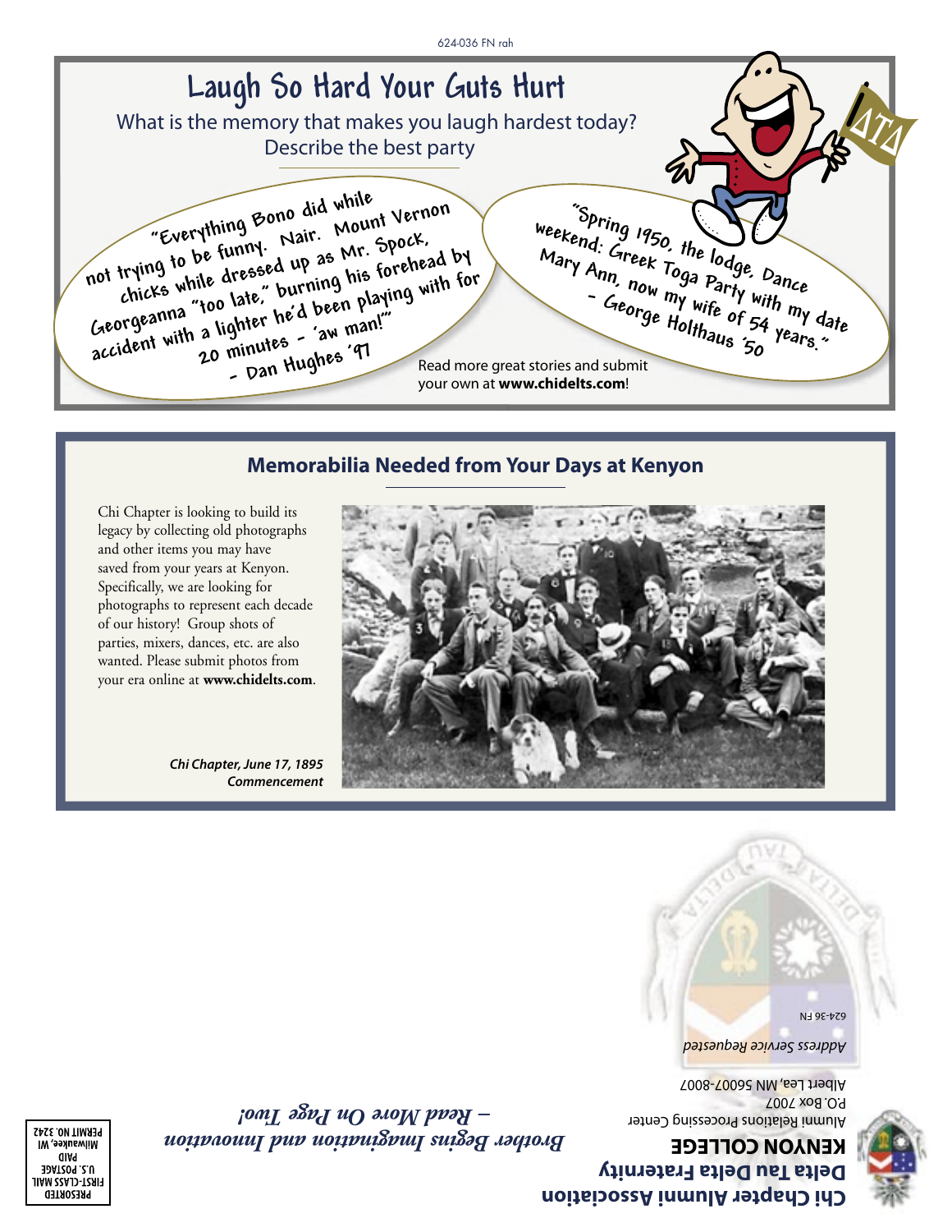624-036 FN rah

# Laugh So Hard Your Guts Hurt

What is the memory that makes you laugh hardest today?
Describe the best party

"Everything Bono did while not trying to be funny. Nair. Mount Vernon chicks while dressed up as Mr. Spock, Georgeanna "too late," burning his forehead by accident with a lighter he'd been playing with for 20 minutes – 'aw man!'"
– Dan Hughes '97

"Spring 1950, the lodge, Dance weekend: Greek Toga Party with my date Mary Ann, now my wife of 54 years."
– George Holthaus '50

Read more great stories and submit your own at **www.chidelts.com**!

## Memorabilia Needed from Your Days at Kenyon

Chi Chapter is looking to build its legacy by collecting old photographs and other items you may have saved from your years at Kenyon. Specifically, we are looking for photographs to represent each decade of our history! Group shots of parties, mixers, dances, etc. are also wanted. Please submit photos from your era online at **www.chidelts.com**.

***Chi Chapter, June 17, 1895 Commencement***

**Chi Chapter Alumni Association**
**Delta Tau Delta Fraternity**
**KENYON COLLEGE**
Alumni Relations Processing Center
P.O. Box 7007
Albert Lea, MN 56007-8007

*Address Service Requested*

624-36 FN

***Brother Begins Imagination and Innovation – Read More On Page Two!***

PRESORTED
FIRST-CLASS MAIL
U.S. POSTAGE
PAID
Milwaukee, WI
PERMIT NO. 3242